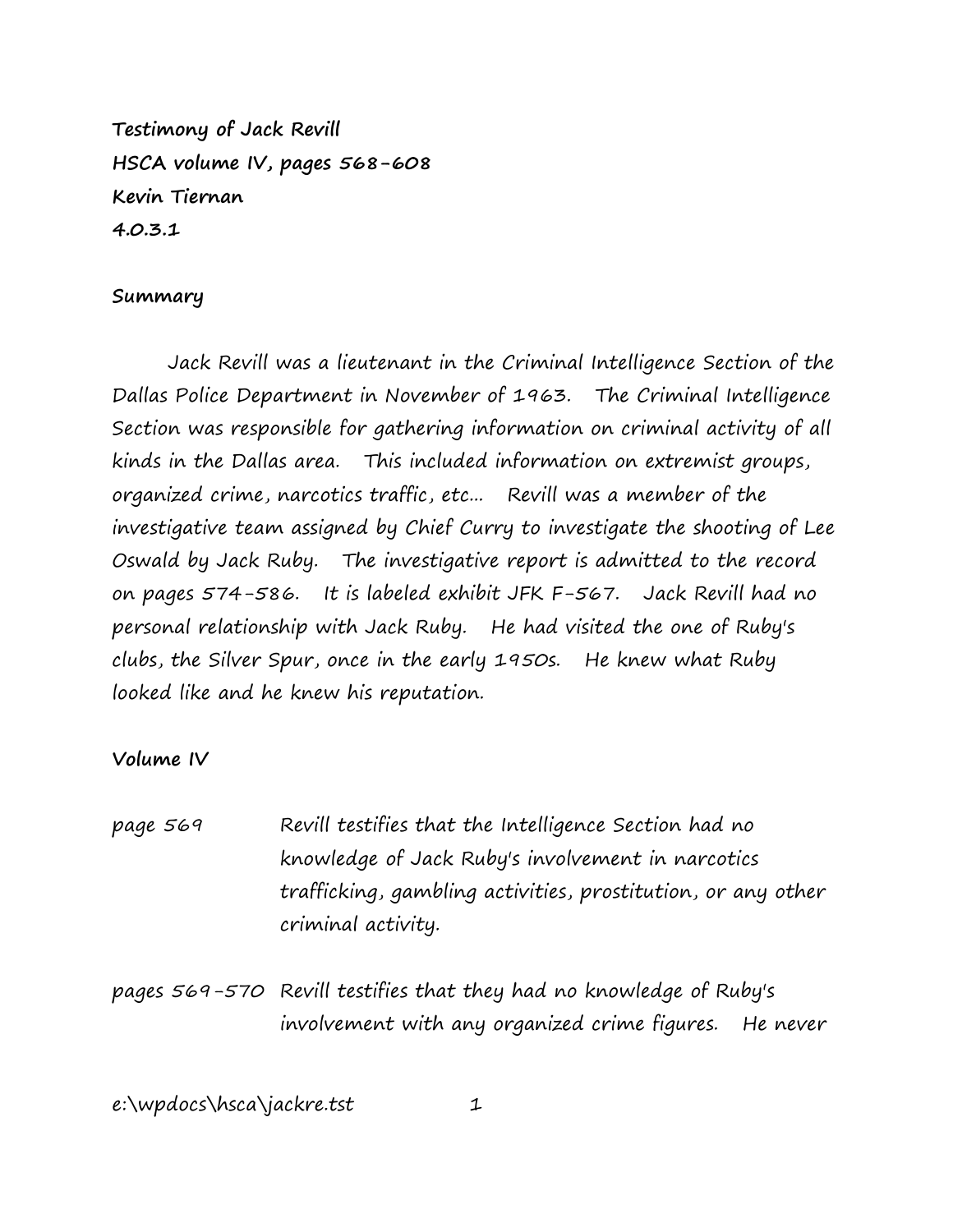**Testimony of Jack Revill**
**HSCA volume IV, pages 568-608**
**Kevin Tiernan**
**4.0.3.1**

**Summary**

Jack Revill was a lieutenant in the Criminal Intelligence Section of the Dallas Police Department in November of 1963. The Criminal Intelligence Section was responsible for gathering information on criminal activity of all kinds in the Dallas area. This included information on extremist groups, organized crime, narcotics traffic, etc... Revill was a member of the investigative team assigned by Chief Curry to investigate the shooting of Lee Oswald by Jack Ruby. The investigative report is admitted to the record on pages 574-586. It is labeled exhibit JFK F-567. Jack Revill had no personal relationship with Jack Ruby. He had visited the one of Ruby's clubs, the Silver Spur, once in the early 1950s. He knew what Ruby looked like and he knew his reputation.

**Volume IV**

page 569 — Revill testifies that the Intelligence Section had no knowledge of Jack Ruby's involvement in narcotics trafficking, gambling activities, prostitution, or any other criminal activity.

pages 569-570 — Revill testifies that they had no knowledge of Ruby's involvement with any organized crime figures. He never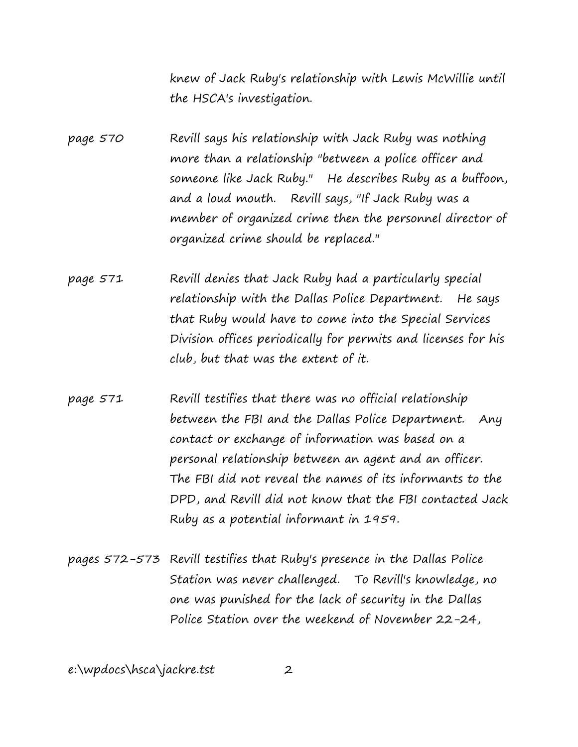knew of Jack Ruby's relationship with Lewis McWillie until the HSCA's investigation.

page 570 Revill says his relationship with Jack Ruby was nothing more than a relationship "between a police officer and someone like Jack Ruby." He describes Ruby as a buffoon, and a loud mouth. Revill says, "If Jack Ruby was a member of organized crime then the personnel director of organized crime should be replaced."

page 571 Revill denies that Jack Ruby had a particularly special relationship with the Dallas Police Department. He says that Ruby would have to come into the Special Services Division offices periodically for permits and licenses for his club, but that was the extent of it.

page 571 Revill testifies that there was no official relationship between the FBI and the Dallas Police Department. Any contact or exchange of information was based on a personal relationship between an agent and an officer. The FBI did not reveal the names of its informants to the DPD, and Revill did not know that the FBI contacted Jack Ruby as a potential informant in 1959.

pages 572-573 Revill testifies that Ruby's presence in the Dallas Police Station was never challenged. To Revill's knowledge, no one was punished for the lack of security in the Dallas Police Station over the weekend of November 22-24,

e:\wpdocs\hsca\jackre.tst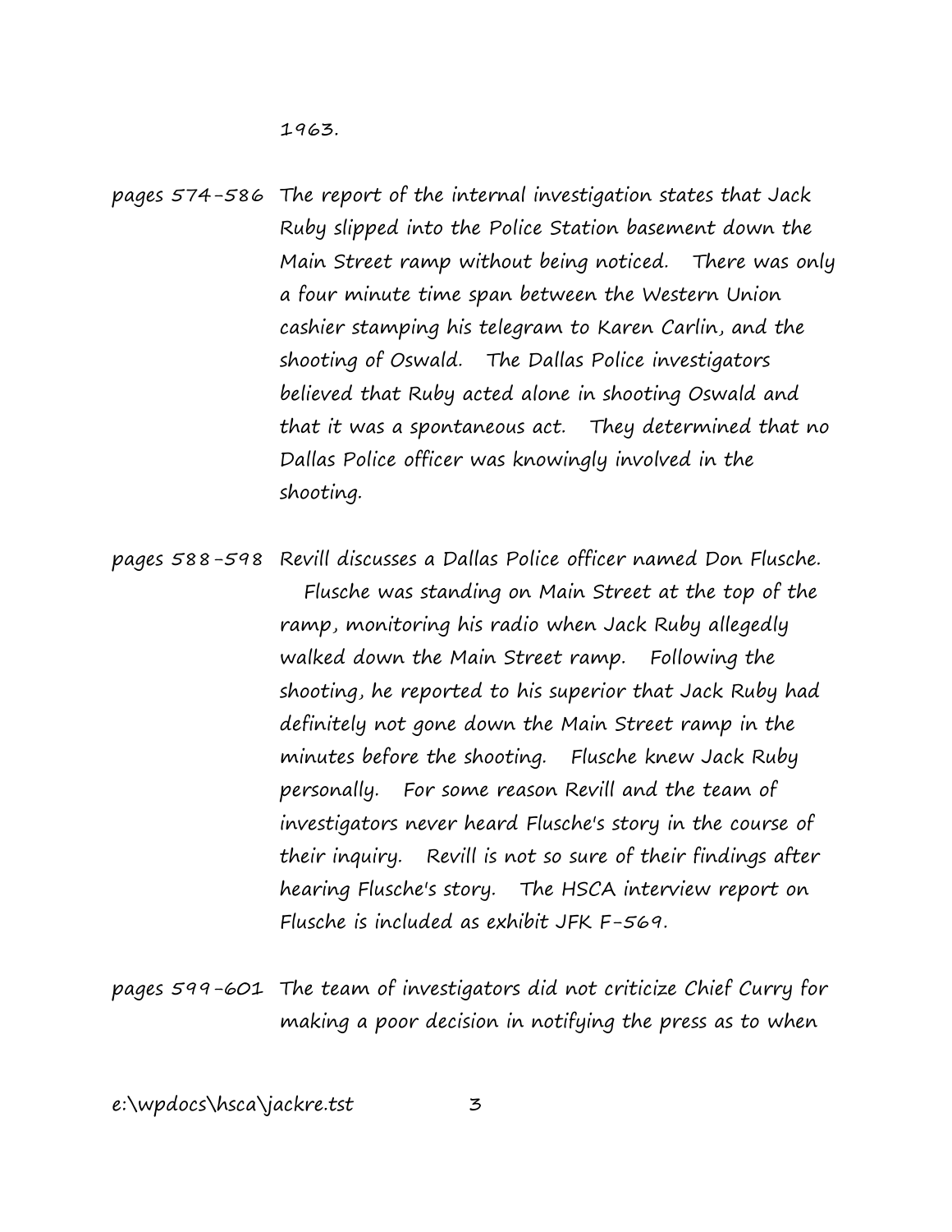1963.

pages 574-586 The report of the internal investigation states that Jack Ruby slipped into the Police Station basement down the Main Street ramp without being noticed. There was only a four minute time span between the Western Union cashier stamping his telegram to Karen Carlin, and the shooting of Oswald. The Dallas Police investigators believed that Ruby acted alone in shooting Oswald and that it was a spontaneous act. They determined that no Dallas Police officer was knowingly involved in the shooting.

pages 588-598 Revill discusses a Dallas Police officer named Don Flusche. Flusche was standing on Main Street at the top of the ramp, monitoring his radio when Jack Ruby allegedly walked down the Main Street ramp. Following the shooting, he reported to his superior that Jack Ruby had definitely not gone down the Main Street ramp in the minutes before the shooting. Flusche knew Jack Ruby personally. For some reason Revill and the team of investigators never heard Flusche's story in the course of their inquiry. Revill is not so sure of their findings after hearing Flusche's story. The HSCA interview report on Flusche is included as exhibit JFK F-569.

pages 599-601 The team of investigators did not criticize Chief Curry for making a poor decision in notifying the press as to when

e:\wpdocs\hsca\jackre.tst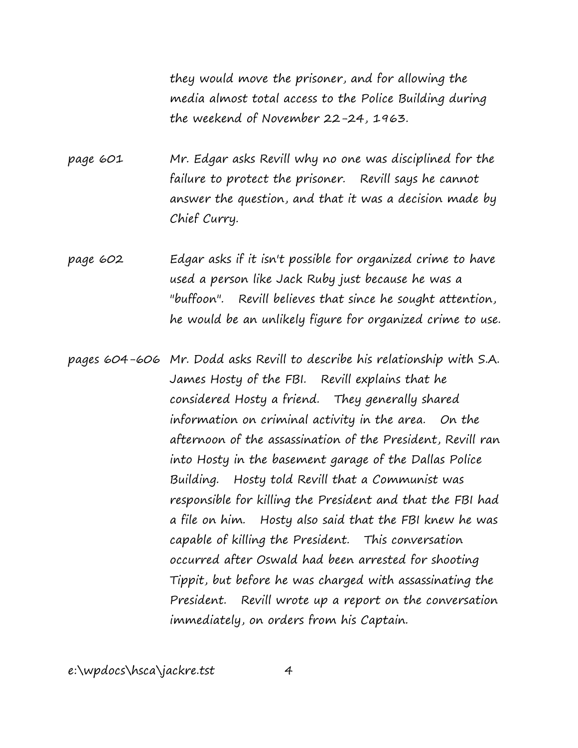they would move the prisoner, and for allowing the media almost total access to the Police Building during the weekend of November 22-24, 1963.

page 601 Mr. Edgar asks Revill why no one was disciplined for the failure to protect the prisoner. Revill says he cannot answer the question, and that it was a decision made by Chief Curry.

page 602 Edgar asks if it isn't possible for organized crime to have used a person like Jack Ruby just because he was a "buffoon". Revill believes that since he sought attention, he would be an unlikely figure for organized crime to use.

pages 604-606 Mr. Dodd asks Revill to describe his relationship with S.A. James Hosty of the FBI. Revill explains that he considered Hosty a friend. They generally shared information on criminal activity in the area. On the afternoon of the assassination of the President, Revill ran into Hosty in the basement garage of the Dallas Police Building. Hosty told Revill that a Communist was responsible for killing the President and that the FBI had a file on him. Hosty also said that the FBI knew he was capable of killing the President. This conversation occurred after Oswald had been arrested for shooting Tippit, but before he was charged with assassinating the President. Revill wrote up a report on the conversation immediately, on orders from his Captain.

e:\wpdocs\hsca\jackre.tst